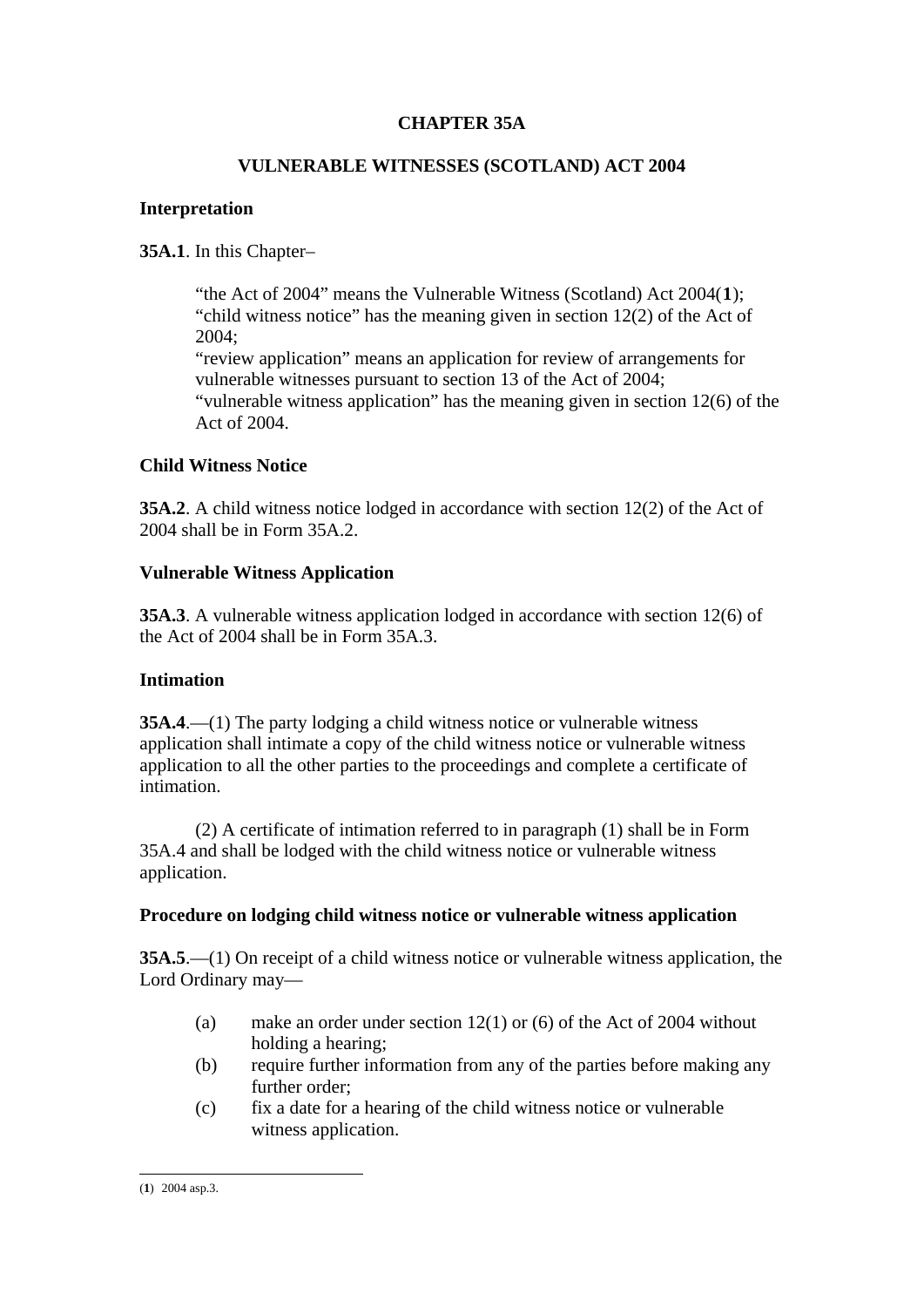# CHAPTER 35A

## VULNERABLE WITNESSES (SCOTLAND) ACT 2004

### Interpretation

**35A.1**. In this Chapter–

> "the Act of 2004" means the Vulnerable Witness (Scotland) Act 2004(**1**);
> "child witness notice" has the meaning given in section 12(2) of the Act of 2004;
> "review application" means an application for review of arrangements for vulnerable witnesses pursuant to section 13 of the Act of 2004;
> "vulnerable witness application" has the meaning given in section 12(6) of the Act of 2004.

### Child Witness Notice

**35A.2**. A child witness notice lodged in accordance with section 12(2) of the Act of 2004 shall be in Form 35A.2.

### Vulnerable Witness Application

**35A.3**. A vulnerable witness application lodged in accordance with section 12(6) of the Act of 2004 shall be in Form 35A.3.

### Intimation

**35A.4**.—(1) The party lodging a child witness notice or vulnerable witness application shall intimate a copy of the child witness notice or vulnerable witness application to all the other parties to the proceedings and complete a certificate of intimation.

(2) A certificate of intimation referred to in paragraph (1) shall be in Form 35A.4 and shall be lodged with the child witness notice or vulnerable witness application.

### Procedure on lodging child witness notice or vulnerable witness application

**35A.5**.—(1) On receipt of a child witness notice or vulnerable witness application, the Lord Ordinary may—

- (a) make an order under section 12(1) or (6) of the Act of 2004 without holding a hearing;
- (b) require further information from any of the parties before making any further order;
- (c) fix a date for a hearing of the child witness notice or vulnerable witness application.

---

(**1**) 2004 asp.3.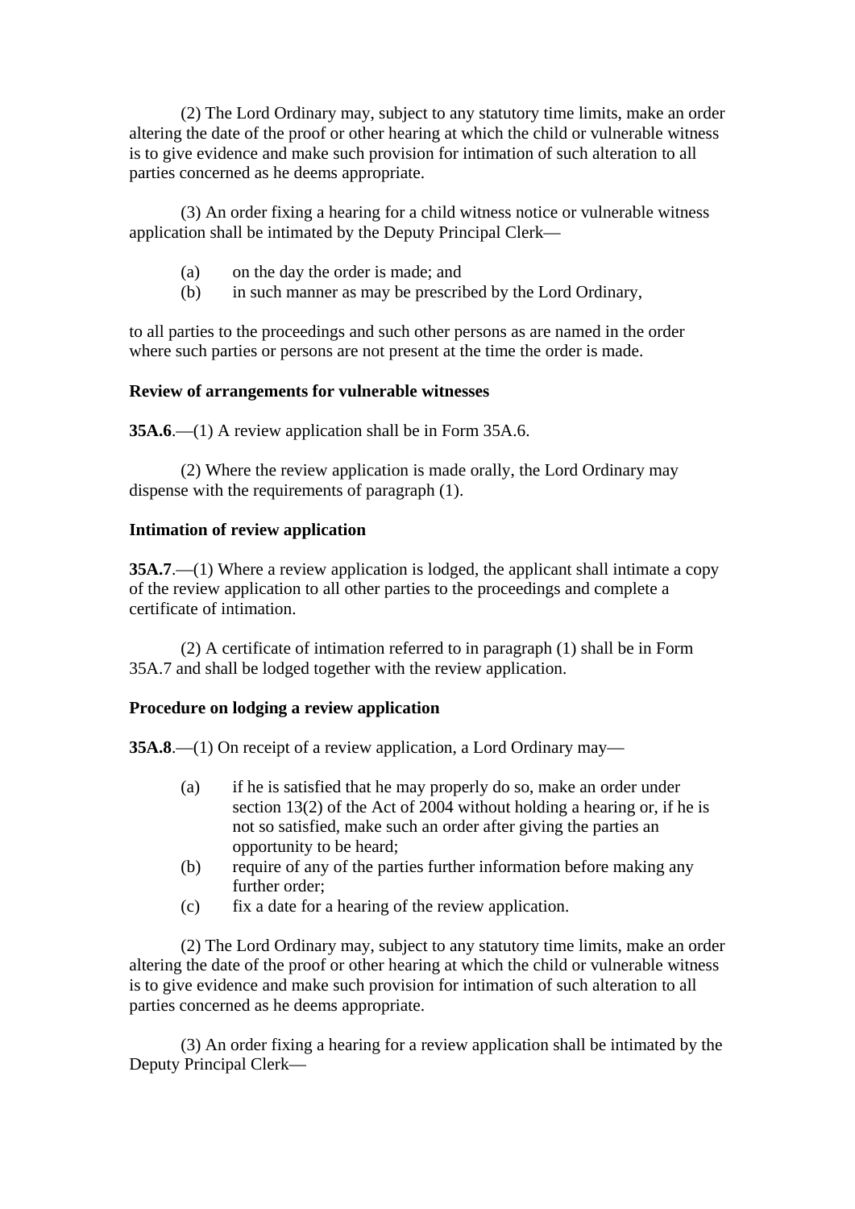(2) The Lord Ordinary may, subject to any statutory time limits, make an order altering the date of the proof or other hearing at which the child or vulnerable witness is to give evidence and make such provision for intimation of such alteration to all parties concerned as he deems appropriate.

(3) An order fixing a hearing for a child witness notice or vulnerable witness application shall be intimated by the Deputy Principal Clerk—

(a) on the day the order is made; and
(b) in such manner as may be prescribed by the Lord Ordinary,

to all parties to the proceedings and such other persons as are named in the order where such parties or persons are not present at the time the order is made.

**Review of arrangements for vulnerable witnesses**

**35A.6**.—(1) A review application shall be in Form 35A.6.

(2) Where the review application is made orally, the Lord Ordinary may dispense with the requirements of paragraph (1).

**Intimation of review application**

**35A.7**.—(1) Where a review application is lodged, the applicant shall intimate a copy of the review application to all other parties to the proceedings and complete a certificate of intimation.

(2) A certificate of intimation referred to in paragraph (1) shall be in Form 35A.7 and shall be lodged together with the review application.

**Procedure on lodging a review application**

**35A.8**.—(1) On receipt of a review application, a Lord Ordinary may—

(a) if he is satisfied that he may properly do so, make an order under section 13(2) of the Act of 2004 without holding a hearing or, if he is not so satisfied, make such an order after giving the parties an opportunity to be heard;
(b) require of any of the parties further information before making any further order;
(c) fix a date for a hearing of the review application.

(2) The Lord Ordinary may, subject to any statutory time limits, make an order altering the date of the proof or other hearing at which the child or vulnerable witness is to give evidence and make such provision for intimation of such alteration to all parties concerned as he deems appropriate.

(3) An order fixing a hearing for a review application shall be intimated by the Deputy Principal Clerk—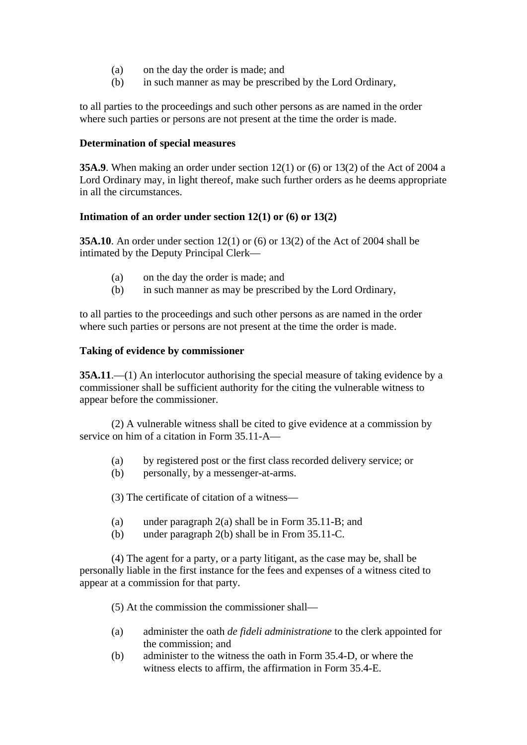(a) on the day the order is made; and
(b) in such manner as may be prescribed by the Lord Ordinary,

to all parties to the proceedings and such other persons as are named in the order where such parties or persons are not present at the time the order is made.

**Determination of special measures**

**35A.9**. When making an order under section 12(1) or (6) or 13(2) of the Act of 2004 a Lord Ordinary may, in light thereof, make such further orders as he deems appropriate in all the circumstances.

**Intimation of an order under section 12(1) or (6) or 13(2)**

**35A.10**. An order under section 12(1) or (6) or 13(2) of the Act of 2004 shall be intimated by the Deputy Principal Clerk—

(a) on the day the order is made; and
(b) in such manner as may be prescribed by the Lord Ordinary,

to all parties to the proceedings and such other persons as are named in the order where such parties or persons are not present at the time the order is made.

**Taking of evidence by commissioner**

**35A.11**.—(1) An interlocutor authorising the special measure of taking evidence by a commissioner shall be sufficient authority for the citing the vulnerable witness to appear before the commissioner.

(2) A vulnerable witness shall be cited to give evidence at a commission by service on him of a citation in Form 35.11-A—

(a) by registered post or the first class recorded delivery service; or
(b) personally, by a messenger-at-arms.

(3) The certificate of citation of a witness—

(a) under paragraph 2(a) shall be in Form 35.11-B; and
(b) under paragraph 2(b) shall be in From 35.11-C.

(4) The agent for a party, or a party litigant, as the case may be, shall be personally liable in the first instance for the fees and expenses of a witness cited to appear at a commission for that party.

(5) At the commission the commissioner shall—

(a) administer the oath *de fideli administratione* to the clerk appointed for the commission; and
(b) administer to the witness the oath in Form 35.4-D, or where the witness elects to affirm, the affirmation in Form 35.4-E.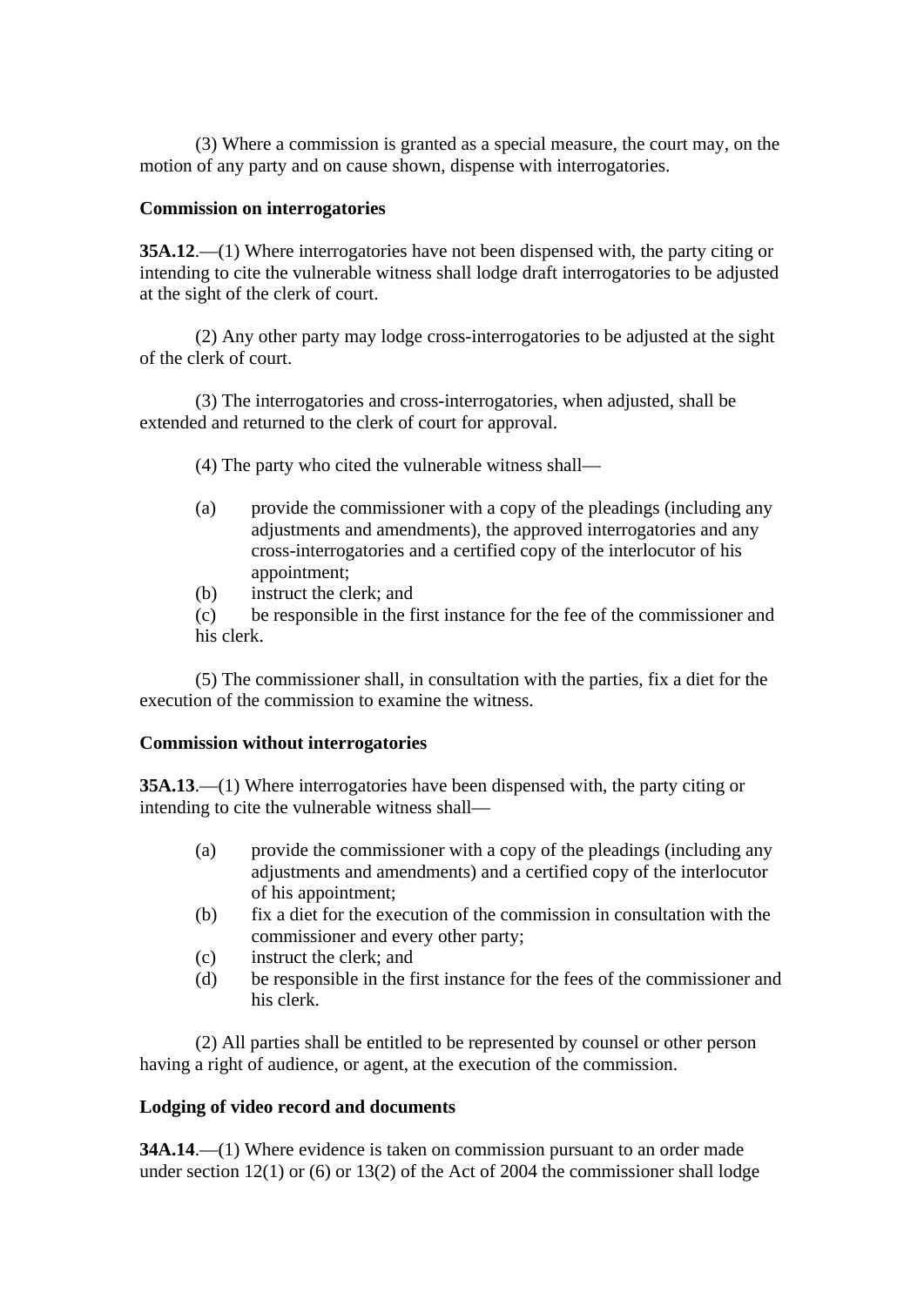(3) Where a commission is granted as a special measure, the court may, on the motion of any party and on cause shown, dispense with interrogatories.

**Commission on interrogatories**

**35A.12**.—(1) Where interrogatories have not been dispensed with, the party citing or intending to cite the vulnerable witness shall lodge draft interrogatories to be adjusted at the sight of the clerk of court.

(2) Any other party may lodge cross-interrogatories to be adjusted at the sight of the clerk of court.

(3) The interrogatories and cross-interrogatories, when adjusted, shall be extended and returned to the clerk of court for approval.

(4) The party who cited the vulnerable witness shall—

(a) provide the commissioner with a copy of the pleadings (including any adjustments and amendments), the approved interrogatories and any cross-interrogatories and a certified copy of the interlocutor of his appointment;
(b) instruct the clerk; and
(c) be responsible in the first instance for the fee of the commissioner and his clerk.

(5) The commissioner shall, in consultation with the parties, fix a diet for the execution of the commission to examine the witness.

**Commission without interrogatories**

**35A.13**.—(1) Where interrogatories have been dispensed with, the party citing or intending to cite the vulnerable witness shall—

(a) provide the commissioner with a copy of the pleadings (including any adjustments and amendments) and a certified copy of the interlocutor of his appointment;
(b) fix a diet for the execution of the commission in consultation with the commissioner and every other party;
(c) instruct the clerk; and
(d) be responsible in the first instance for the fees of the commissioner and his clerk.

(2) All parties shall be entitled to be represented by counsel or other person having a right of audience, or agent, at the execution of the commission.

**Lodging of video record and documents**

**34A.14**.—(1) Where evidence is taken on commission pursuant to an order made under section 12(1) or (6) or 13(2) of the Act of 2004 the commissioner shall lodge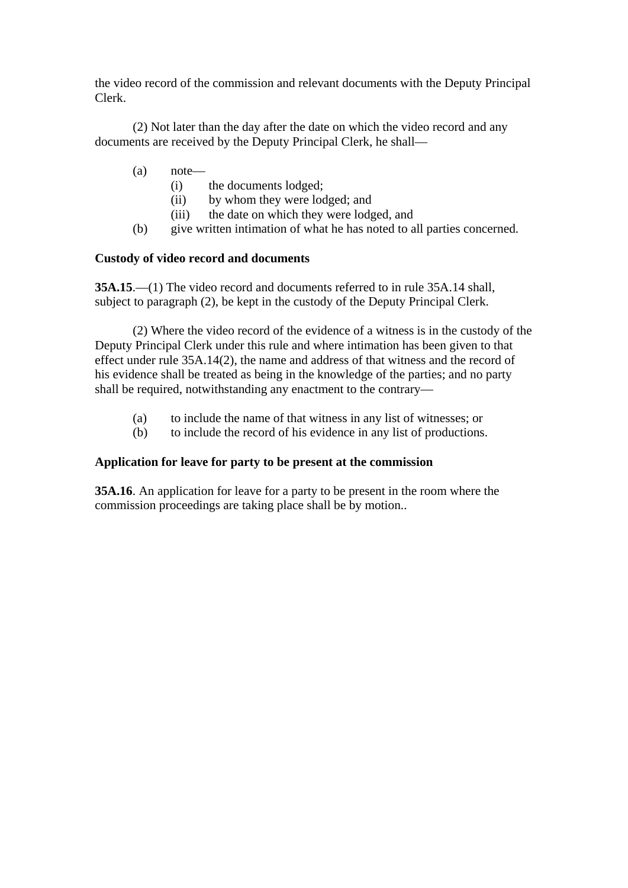the video record of the commission and relevant documents with the Deputy Principal Clerk.

(2) Not later than the day after the date on which the video record and any documents are received by the Deputy Principal Clerk, he shall—

(a) note—
   (i) the documents lodged;
   (ii) by whom they were lodged; and
   (iii) the date on which they were lodged, and
(b) give written intimation of what he has noted to all parties concerned.

**Custody of video record and documents**

**35A.15**.—(1) The video record and documents referred to in rule 35A.14 shall, subject to paragraph (2), be kept in the custody of the Deputy Principal Clerk.

(2) Where the video record of the evidence of a witness is in the custody of the Deputy Principal Clerk under this rule and where intimation has been given to that effect under rule 35A.14(2), the name and address of that witness and the record of his evidence shall be treated as being in the knowledge of the parties; and no party shall be required, notwithstanding any enactment to the contrary—

(a) to include the name of that witness in any list of witnesses; or
(b) to include the record of his evidence in any list of productions.

**Application for leave for party to be present at the commission**

**35A.16**. An application for leave for a party to be present in the room where the commission proceedings are taking place shall be by motion..